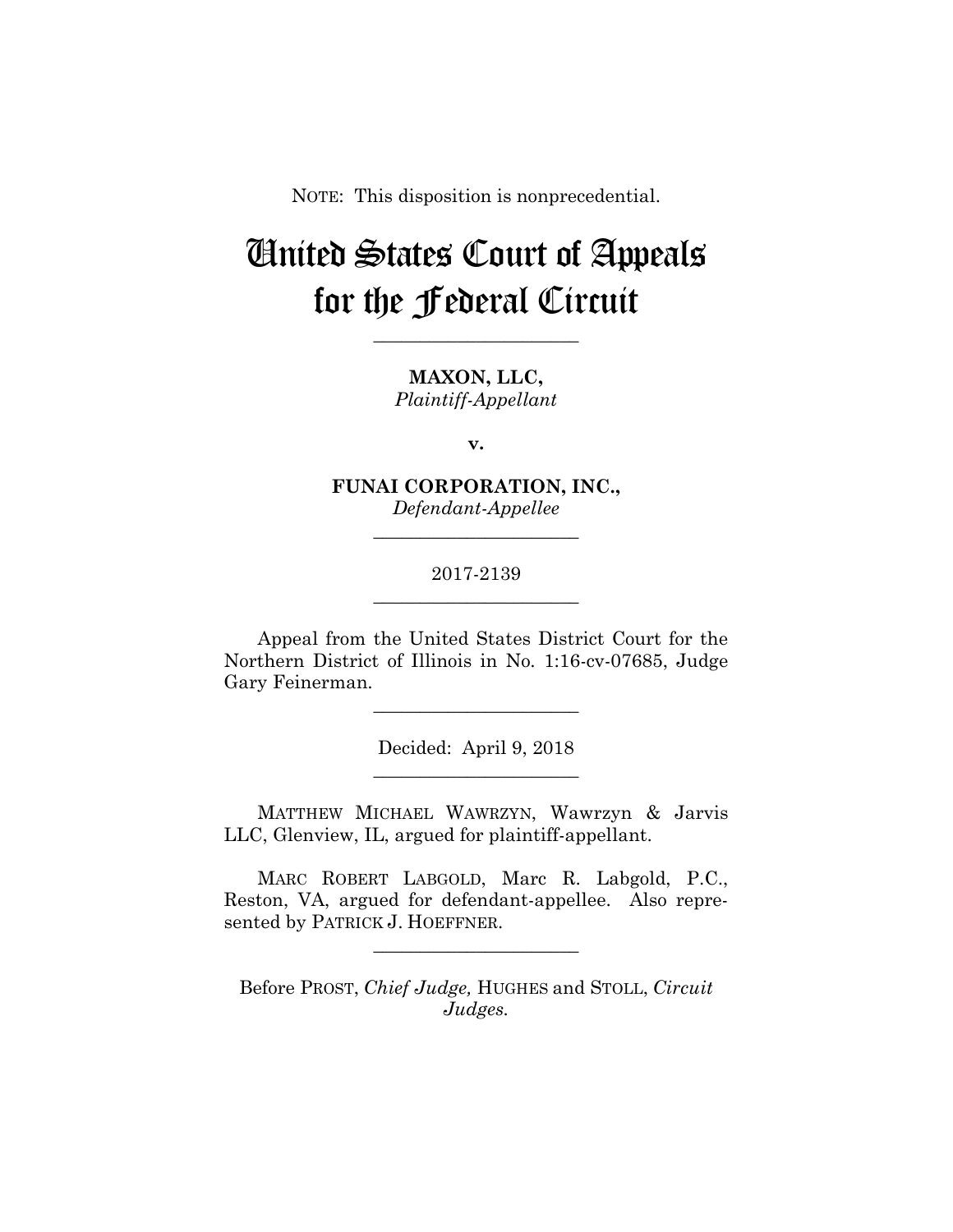NOTE: This disposition is nonprecedential.

# United States Court of Appeals for the Federal Circuit

---

**MAXON, LLC,**
*Plaintiff-Appellant*

**v.**

**FUNAI CORPORATION, INC.,**
*Defendant-Appellee*

---

2017-2139

---

Appeal from the United States District Court for the Northern District of Illinois in No. 1:16-cv-07685, Judge Gary Feinerman.

---

Decided: April 9, 2018

---

MATTHEW MICHAEL WAWRZYN, Wawrzyn & Jarvis LLC, Glenview, IL, argued for plaintiff-appellant.

MARC ROBERT LABGOLD, Marc R. Labgold, P.C., Reston, VA, argued for defendant-appellee. Also represented by PATRICK J. HOEFFNER.

---

Before PROST, *Chief Judge,* HUGHES and STOLL, *Circuit Judges.*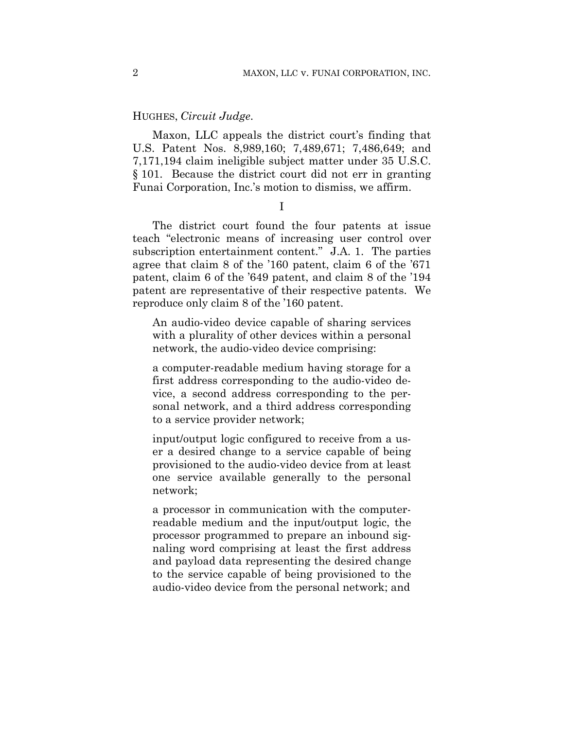HUGHES, *Circuit Judge*.

Maxon, LLC appeals the district court's finding that U.S. Patent Nos. 8,989,160; 7,489,671; 7,486,649; and 7,171,194 claim ineligible subject matter under 35 U.S.C. § 101. Because the district court did not err in granting Funai Corporation, Inc.'s motion to dismiss, we affirm.

I

The district court found the four patents at issue teach "electronic means of increasing user control over subscription entertainment content." J.A. 1. The parties agree that claim 8 of the '160 patent, claim 6 of the '671 patent, claim 6 of the '649 patent, and claim 8 of the '194 patent are representative of their respective patents. We reproduce only claim 8 of the '160 patent.

> An audio-video device capable of sharing services with a plurality of other devices within a personal network, the audio-video device comprising:
>
> a computer-readable medium having storage for a first address corresponding to the audio-video device, a second address corresponding to the personal network, and a third address corresponding to a service provider network;
>
> input/output logic configured to receive from a user a desired change to a service capable of being provisioned to the audio-video device from at least one service available generally to the personal network;
>
> a processor in communication with the computer-readable medium and the input/output logic, the processor programmed to prepare an inbound signaling word comprising at least the first address and payload data representing the desired change to the service capable of being provisioned to the audio-video device from the personal network; and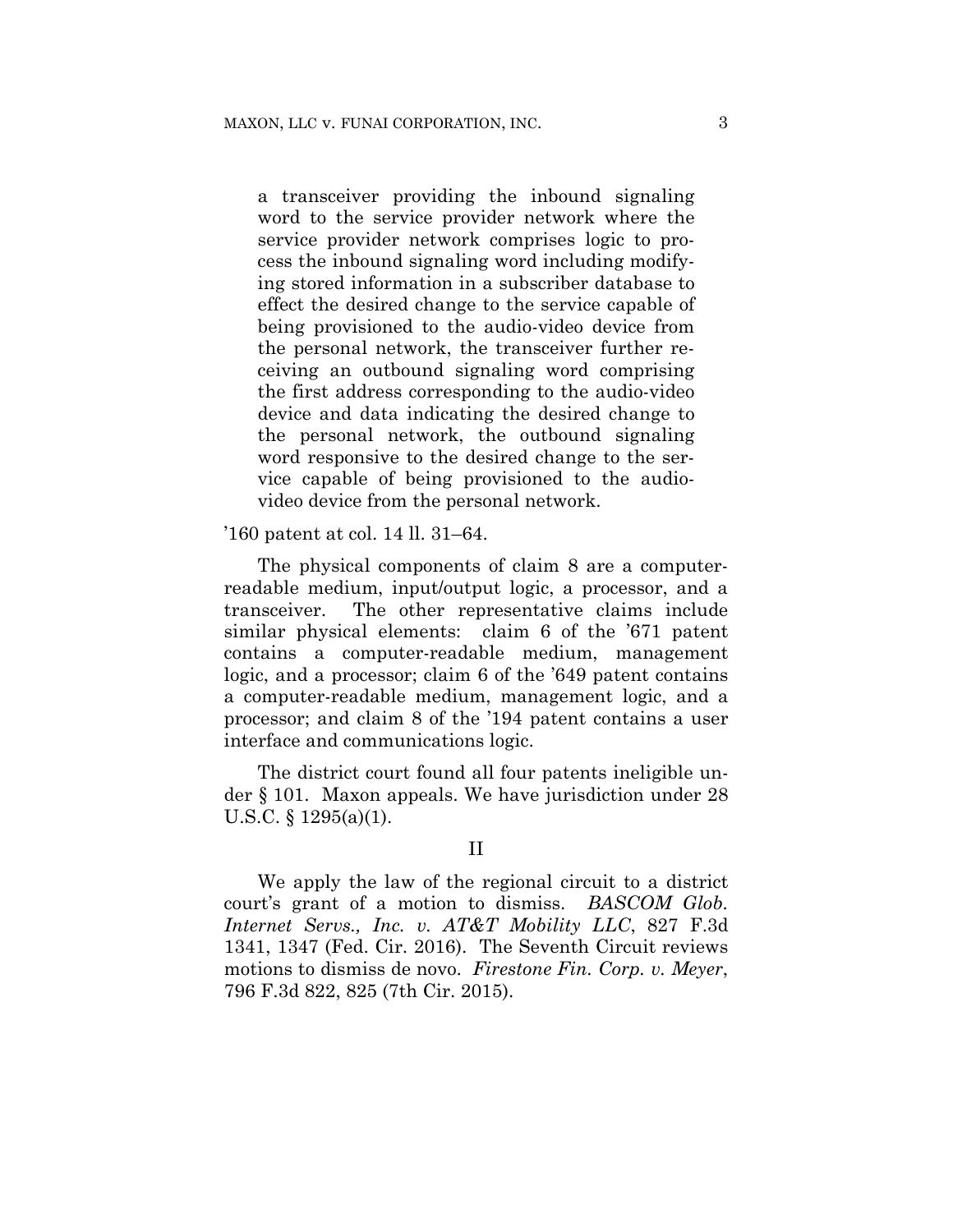> a transceiver providing the inbound signaling word to the service provider network where the service provider network comprises logic to process the inbound signaling word including modifying stored information in a subscriber database to effect the desired change to the service capable of being provisioned to the audio-video device from the personal network, the transceiver further receiving an outbound signaling word comprising the first address corresponding to the audio-video device and data indicating the desired change to the personal network, the outbound signaling word responsive to the desired change to the service capable of being provisioned to the audio-video device from the personal network.

'160 patent at col. 14 ll. 31–64.

The physical components of claim 8 are a computer-readable medium, input/output logic, a processor, and a transceiver. The other representative claims include similar physical elements: claim 6 of the '671 patent contains a computer-readable medium, management logic, and a processor; claim 6 of the '649 patent contains a computer-readable medium, management logic, and a processor; and claim 8 of the '194 patent contains a user interface and communications logic.

The district court found all four patents ineligible under § 101. Maxon appeals. We have jurisdiction under 28 U.S.C. § 1295(a)(1).

## II

We apply the law of the regional circuit to a district court's grant of a motion to dismiss. *BASCOM Glob. Internet Servs., Inc. v. AT&T Mobility LLC*, 827 F.3d 1341, 1347 (Fed. Cir. 2016). The Seventh Circuit reviews motions to dismiss de novo. *Firestone Fin. Corp. v. Meyer*, 796 F.3d 822, 825 (7th Cir. 2015).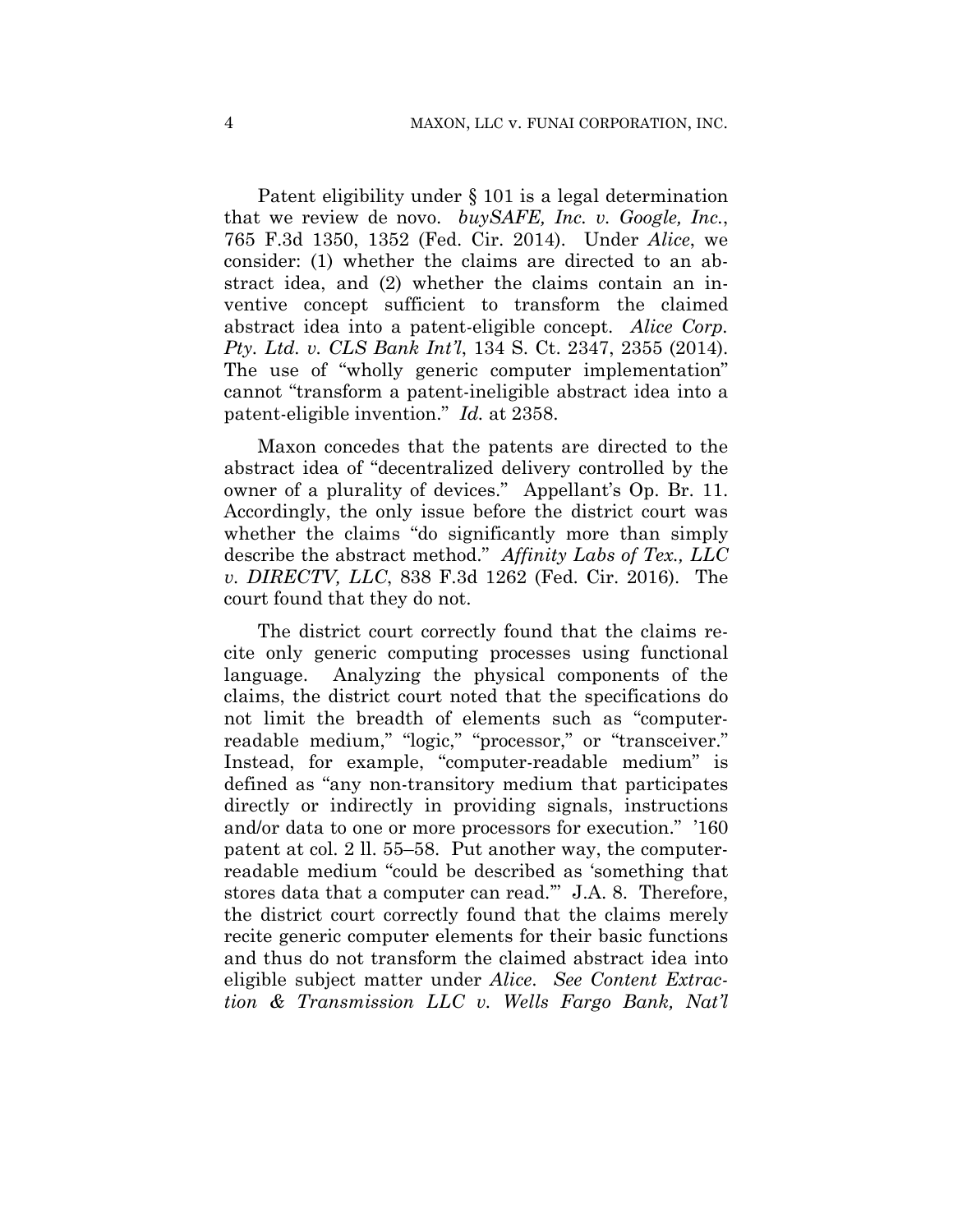Patent eligibility under § 101 is a legal determination that we review de novo. *buySAFE, Inc. v. Google, Inc.*, 765 F.3d 1350, 1352 (Fed. Cir. 2014). Under *Alice*, we consider: (1) whether the claims are directed to an abstract idea, and (2) whether the claims contain an inventive concept sufficient to transform the claimed abstract idea into a patent-eligible concept. *Alice Corp. Pty. Ltd. v. CLS Bank Int'l*, 134 S. Ct. 2347, 2355 (2014). The use of "wholly generic computer implementation" cannot "transform a patent-ineligible abstract idea into a patent-eligible invention." *Id.* at 2358.

Maxon concedes that the patents are directed to the abstract idea of "decentralized delivery controlled by the owner of a plurality of devices." Appellant's Op. Br. 11. Accordingly, the only issue before the district court was whether the claims "do significantly more than simply describe the abstract method." *Affinity Labs of Tex., LLC v. DIRECTV, LLC*, 838 F.3d 1262 (Fed. Cir. 2016). The court found that they do not.

The district court correctly found that the claims recite only generic computing processes using functional language. Analyzing the physical components of the claims, the district court noted that the specifications do not limit the breadth of elements such as "computer-readable medium," "logic," "processor," or "transceiver." Instead, for example, "computer-readable medium" is defined as "any non-transitory medium that participates directly or indirectly in providing signals, instructions and/or data to one or more processors for execution." '160 patent at col. 2 ll. 55–58. Put another way, the computer-readable medium "could be described as 'something that stores data that a computer can read.'" J.A. 8. Therefore, the district court correctly found that the claims merely recite generic computer elements for their basic functions and thus do not transform the claimed abstract idea into eligible subject matter under *Alice*. *See Content Extraction & Transmission LLC v. Wells Fargo Bank, Nat'l*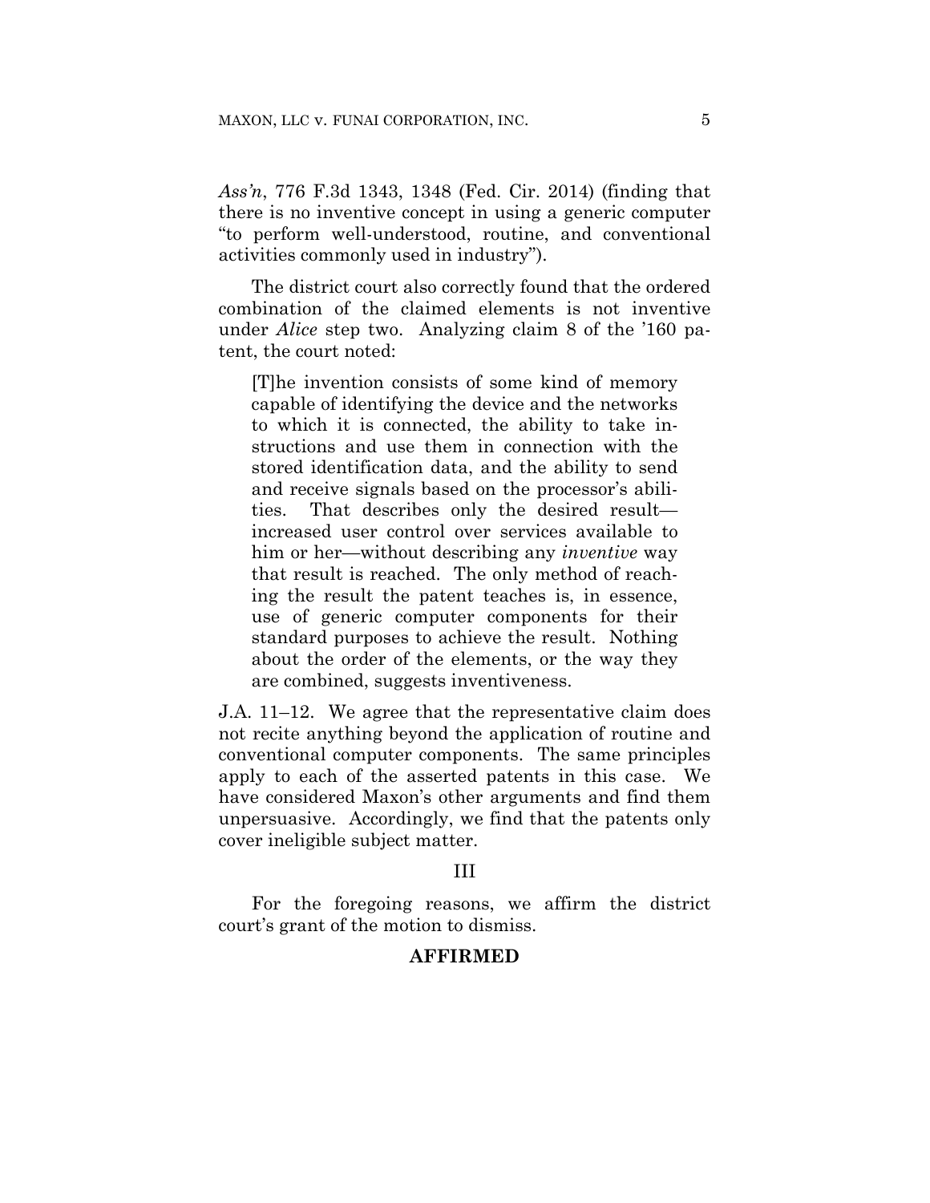*Ass'n*, 776 F.3d 1343, 1348 (Fed. Cir. 2014) (finding that there is no inventive concept in using a generic computer "to perform well-understood, routine, and conventional activities commonly used in industry").

The district court also correctly found that the ordered combination of the claimed elements is not inventive under *Alice* step two. Analyzing claim 8 of the '160 patent, the court noted:

> [T]he invention consists of some kind of memory capable of identifying the device and the networks to which it is connected, the ability to take instructions and use them in connection with the stored identification data, and the ability to send and receive signals based on the processor's abilities. That describes only the desired result—increased user control over services available to him or her—without describing any *inventive* way that result is reached. The only method of reaching the result the patent teaches is, in essence, use of generic computer components for their standard purposes to achieve the result. Nothing about the order of the elements, or the way they are combined, suggests inventiveness.

J.A. 11–12. We agree that the representative claim does not recite anything beyond the application of routine and conventional computer components. The same principles apply to each of the asserted patents in this case. We have considered Maxon's other arguments and find them unpersuasive. Accordingly, we find that the patents only cover ineligible subject matter.

## III

For the foregoing reasons, we affirm the district court's grant of the motion to dismiss.

**AFFIRMED**